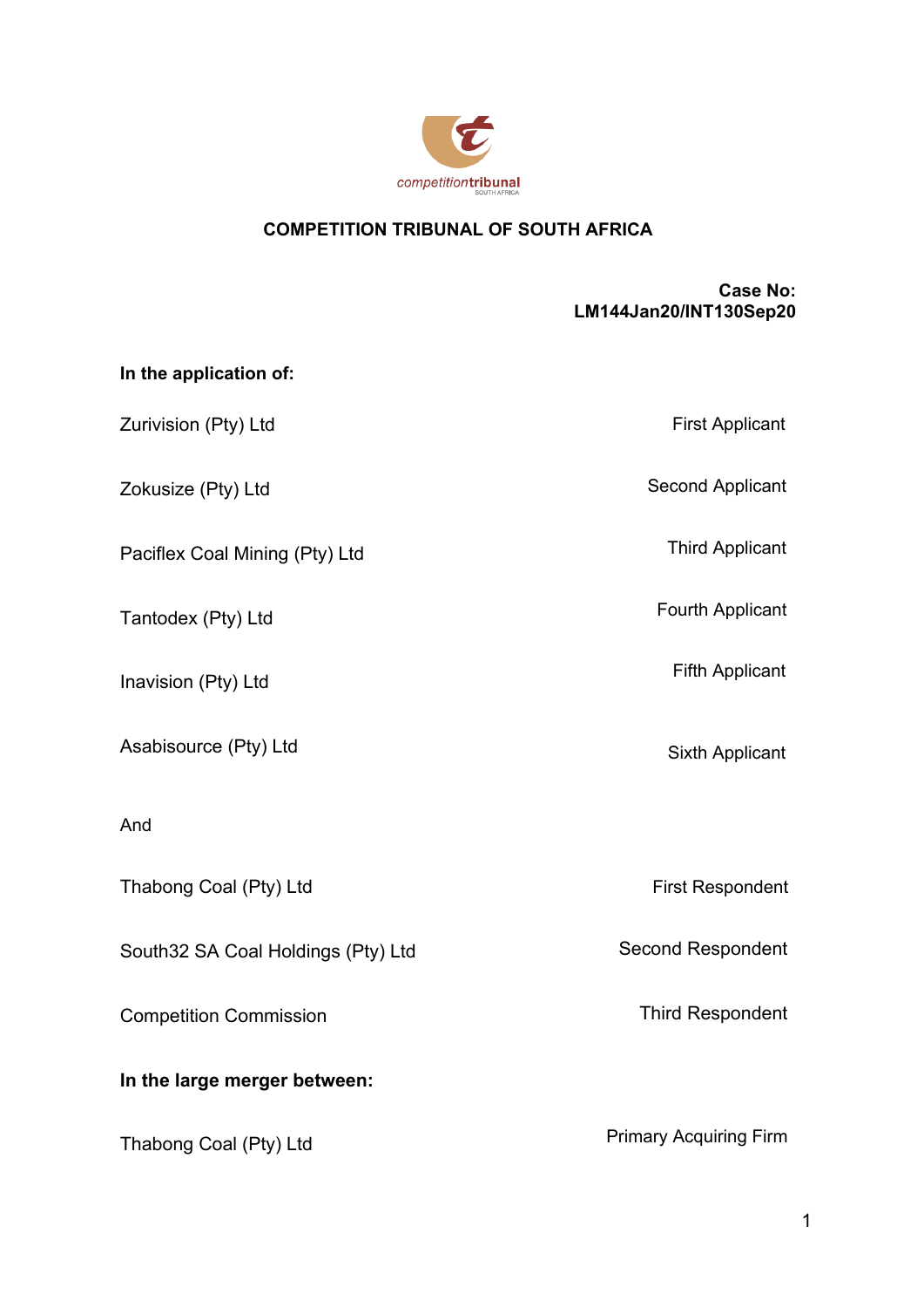competitiontribunal
SOUTH AFRICA

**COMPETITION TRIBUNAL OF SOUTH AFRICA**

**Case No: LM144Jan20/INT130Sep20**

**In the application of:**

| | |
|---|---|
| Zurivision (Pty) Ltd | First Applicant |
| Zokusize (Pty) Ltd | Second Applicant |
| Paciflex Coal Mining (Pty) Ltd | Third Applicant |
| Tantodex (Pty) Ltd | Fourth Applicant |
| Inavision (Pty) Ltd | Fifth Applicant |
| Asabisource (Pty) Ltd | Sixth Applicant |

And

| | |
|---|---|
| Thabong Coal (Pty) Ltd | First Respondent |
| South32 SA Coal Holdings (Pty) Ltd | Second Respondent |
| Competition Commission | Third Respondent |

**In the large merger between:**

| | |
|---|---|
| Thabong Coal (Pty) Ltd | Primary Acquiring Firm |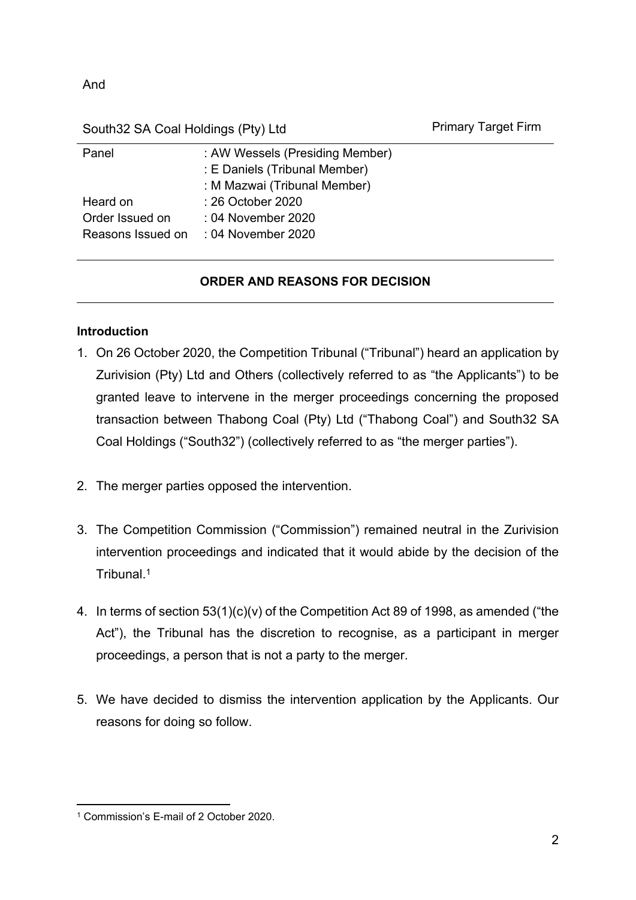And

South32 SA Coal Holdings (Pty) Ltd — Primary Target Firm

| | |
|---|---|
| Panel | : AW Wessels (Presiding Member) |
| | : E Daniels (Tribunal Member) |
| | : M Mazwai (Tribunal Member) |
| Heard on | : 26 October 2020 |
| Order Issued on | : 04 November 2020 |
| Reasons Issued on | : 04 November 2020 |

## ORDER AND REASONS FOR DECISION

### Introduction

1. On 26 October 2020, the Competition Tribunal ("Tribunal") heard an application by Zurivision (Pty) Ltd and Others (collectively referred to as "the Applicants") to be granted leave to intervene in the merger proceedings concerning the proposed transaction between Thabong Coal (Pty) Ltd ("Thabong Coal") and South32 SA Coal Holdings ("South32") (collectively referred to as "the merger parties").

2. The merger parties opposed the intervention.

3. The Competition Commission ("Commission") remained neutral in the Zurivision intervention proceedings and indicated that it would abide by the decision of the Tribunal.[1]

4. In terms of section 53(1)(c)(v) of the Competition Act 89 of 1998, as amended ("the Act"), the Tribunal has the discretion to recognise, as a participant in merger proceedings, a person that is not a party to the merger.

5. We have decided to dismiss the intervention application by the Applicants. Our reasons for doing so follow.

[1] Commission's E-mail of 2 October 2020.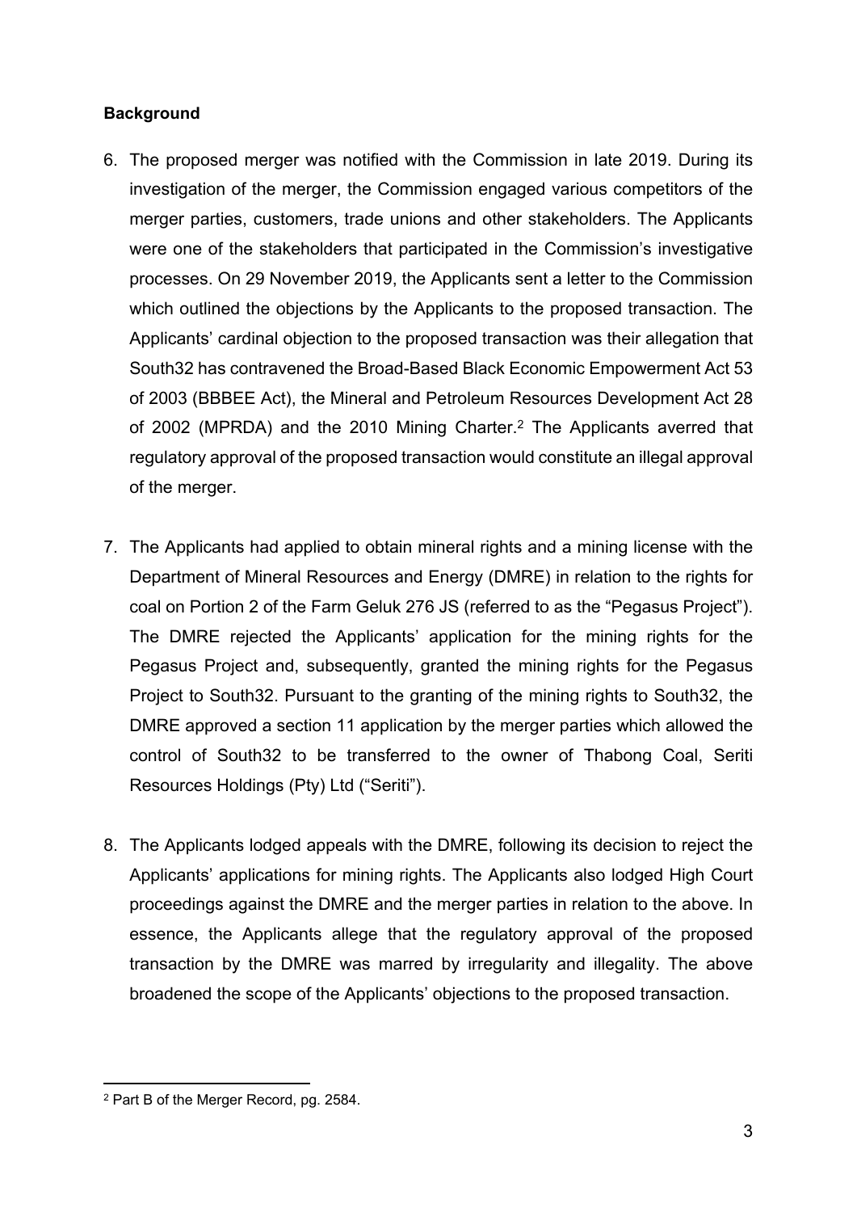**Background**

6. The proposed merger was notified with the Commission in late 2019. During its investigation of the merger, the Commission engaged various competitors of the merger parties, customers, trade unions and other stakeholders. The Applicants were one of the stakeholders that participated in the Commission's investigative processes. On 29 November 2019, the Applicants sent a letter to the Commission which outlined the objections by the Applicants to the proposed transaction. The Applicants' cardinal objection to the proposed transaction was their allegation that South32 has contravened the Broad-Based Black Economic Empowerment Act 53 of 2003 (BBBEE Act), the Mineral and Petroleum Resources Development Act 28 of 2002 (MPRDA) and the 2010 Mining Charter.[2] The Applicants averred that regulatory approval of the proposed transaction would constitute an illegal approval of the merger.

7. The Applicants had applied to obtain mineral rights and a mining license with the Department of Mineral Resources and Energy (DMRE) in relation to the rights for coal on Portion 2 of the Farm Geluk 276 JS (referred to as the "Pegasus Project"). The DMRE rejected the Applicants' application for the mining rights for the Pegasus Project and, subsequently, granted the mining rights for the Pegasus Project to South32. Pursuant to the granting of the mining rights to South32, the DMRE approved a section 11 application by the merger parties which allowed the control of South32 to be transferred to the owner of Thabong Coal, Seriti Resources Holdings (Pty) Ltd ("Seriti").

8. The Applicants lodged appeals with the DMRE, following its decision to reject the Applicants' applications for mining rights. The Applicants also lodged High Court proceedings against the DMRE and the merger parties in relation to the above. In essence, the Applicants allege that the regulatory approval of the proposed transaction by the DMRE was marred by irregularity and illegality. The above broadened the scope of the Applicants' objections to the proposed transaction.

[2] Part B of the Merger Record, pg. 2584.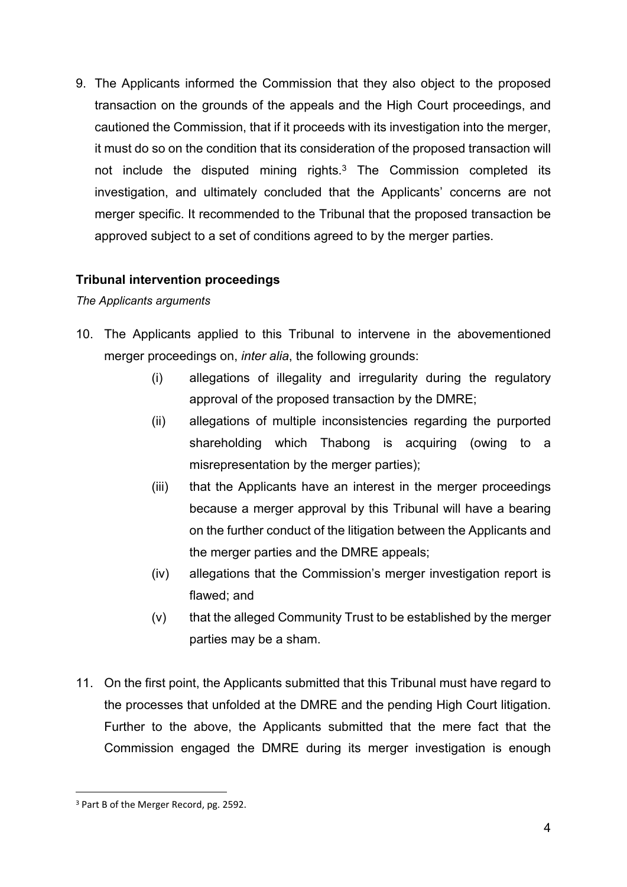9. The Applicants informed the Commission that they also object to the proposed transaction on the grounds of the appeals and the High Court proceedings, and cautioned the Commission, that if it proceeds with its investigation into the merger, it must do so on the condition that its consideration of the proposed transaction will not include the disputed mining rights.[3] The Commission completed its investigation, and ultimately concluded that the Applicants' concerns are not merger specific. It recommended to the Tribunal that the proposed transaction be approved subject to a set of conditions agreed to by the merger parties.

**Tribunal intervention proceedings**

*The Applicants arguments*

10. The Applicants applied to this Tribunal to intervene in the abovementioned merger proceedings on, *inter alia*, the following grounds:
    (i) allegations of illegality and irregularity during the regulatory approval of the proposed transaction by the DMRE;
    (ii) allegations of multiple inconsistencies regarding the purported shareholding which Thabong is acquiring (owing to a misrepresentation by the merger parties);
    (iii) that the Applicants have an interest in the merger proceedings because a merger approval by this Tribunal will have a bearing on the further conduct of the litigation between the Applicants and the merger parties and the DMRE appeals;
    (iv) allegations that the Commission's merger investigation report is flawed; and
    (v) that the alleged Community Trust to be established by the merger parties may be a sham.

11. On the first point, the Applicants submitted that this Tribunal must have regard to the processes that unfolded at the DMRE and the pending High Court litigation. Further to the above, the Applicants submitted that the mere fact that the Commission engaged the DMRE during its merger investigation is enough

[3] Part B of the Merger Record, pg. 2592.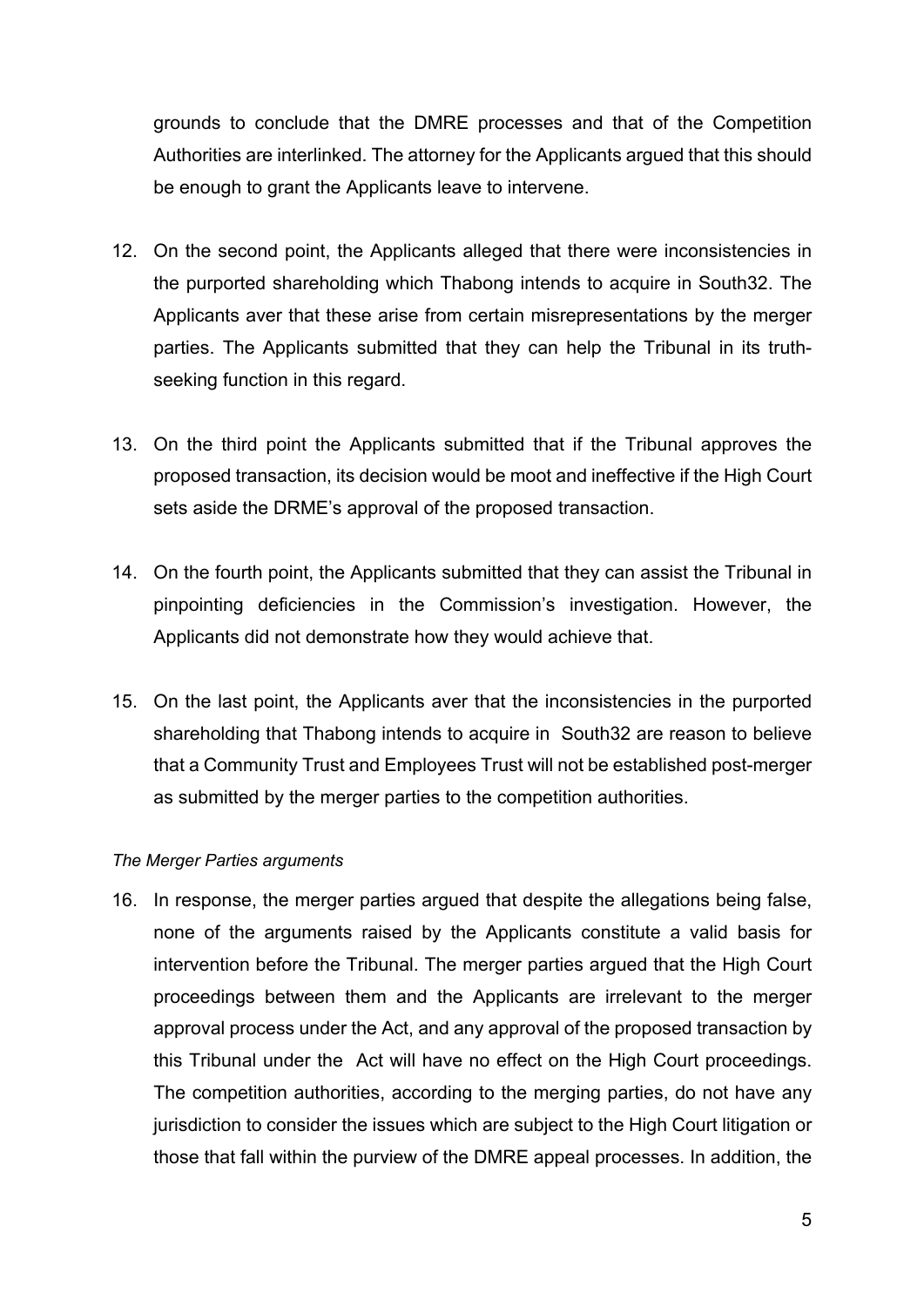grounds to conclude that the DMRE processes and that of the Competition Authorities are interlinked. The attorney for the Applicants argued that this should be enough to grant the Applicants leave to intervene.

12. On the second point, the Applicants alleged that there were inconsistencies in the purported shareholding which Thabong intends to acquire in South32. The Applicants aver that these arise from certain misrepresentations by the merger parties. The Applicants submitted that they can help the Tribunal in its truth-seeking function in this regard.

13. On the third point the Applicants submitted that if the Tribunal approves the proposed transaction, its decision would be moot and ineffective if the High Court sets aside the DRME's approval of the proposed transaction.

14. On the fourth point, the Applicants submitted that they can assist the Tribunal in pinpointing deficiencies in the Commission's investigation. However, the Applicants did not demonstrate how they would achieve that.

15. On the last point, the Applicants aver that the inconsistencies in the purported shareholding that Thabong intends to acquire in South32 are reason to believe that a Community Trust and Employees Trust will not be established post-merger as submitted by the merger parties to the competition authorities.

*The Merger Parties arguments*

16. In response, the merger parties argued that despite the allegations being false, none of the arguments raised by the Applicants constitute a valid basis for intervention before the Tribunal. The merger parties argued that the High Court proceedings between them and the Applicants are irrelevant to the merger approval process under the Act, and any approval of the proposed transaction by this Tribunal under the Act will have no effect on the High Court proceedings. The competition authorities, according to the merging parties, do not have any jurisdiction to consider the issues which are subject to the High Court litigation or those that fall within the purview of the DMRE appeal processes. In addition, the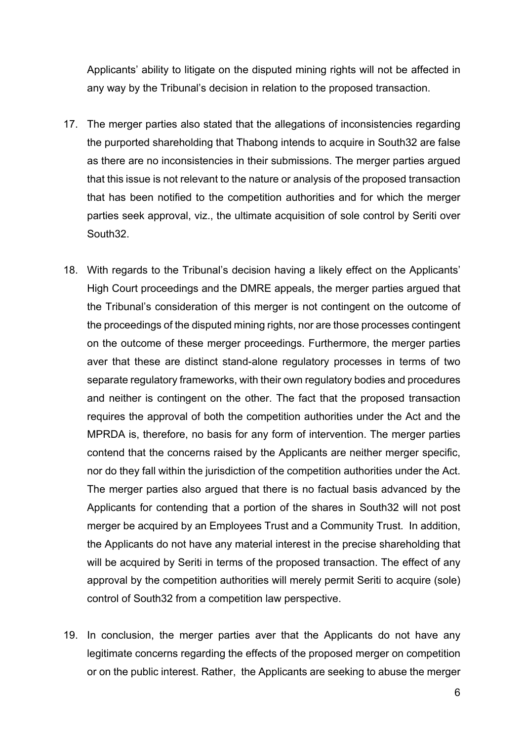Applicants' ability to litigate on the disputed mining rights will not be affected in any way by the Tribunal's decision in relation to the proposed transaction.

17. The merger parties also stated that the allegations of inconsistencies regarding the purported shareholding that Thabong intends to acquire in South32 are false as there are no inconsistencies in their submissions. The merger parties argued that this issue is not relevant to the nature or analysis of the proposed transaction that has been notified to the competition authorities and for which the merger parties seek approval, viz., the ultimate acquisition of sole control by Seriti over South32.

18. With regards to the Tribunal's decision having a likely effect on the Applicants' High Court proceedings and the DMRE appeals, the merger parties argued that the Tribunal's consideration of this merger is not contingent on the outcome of the proceedings of the disputed mining rights, nor are those processes contingent on the outcome of these merger proceedings. Furthermore, the merger parties aver that these are distinct stand-alone regulatory processes in terms of two separate regulatory frameworks, with their own regulatory bodies and procedures and neither is contingent on the other. The fact that the proposed transaction requires the approval of both the competition authorities under the Act and the MPRDA is, therefore, no basis for any form of intervention. The merger parties contend that the concerns raised by the Applicants are neither merger specific, nor do they fall within the jurisdiction of the competition authorities under the Act. The merger parties also argued that there is no factual basis advanced by the Applicants for contending that a portion of the shares in South32 will not post merger be acquired by an Employees Trust and a Community Trust. In addition, the Applicants do not have any material interest in the precise shareholding that will be acquired by Seriti in terms of the proposed transaction. The effect of any approval by the competition authorities will merely permit Seriti to acquire (sole) control of South32 from a competition law perspective.

19. In conclusion, the merger parties aver that the Applicants do not have any legitimate concerns regarding the effects of the proposed merger on competition or on the public interest. Rather, the Applicants are seeking to abuse the merger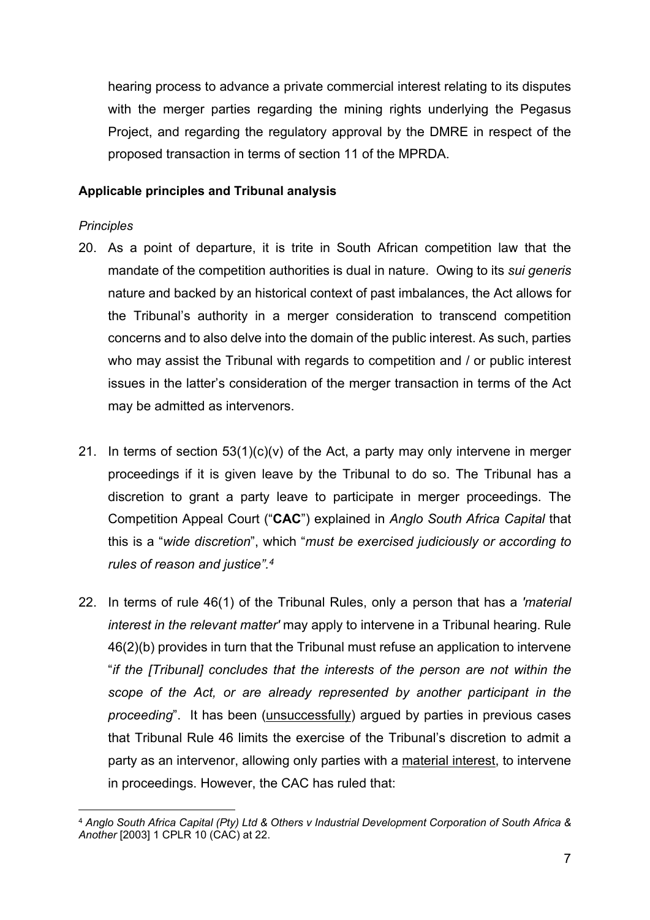hearing process to advance a private commercial interest relating to its disputes with the merger parties regarding the mining rights underlying the Pegasus Project, and regarding the regulatory approval by the DMRE in respect of the proposed transaction in terms of section 11 of the MPRDA.

**Applicable principles and Tribunal analysis**

*Principles*

20. As a point of departure, it is trite in South African competition law that the mandate of the competition authorities is dual in nature. Owing to its *sui generis* nature and backed by an historical context of past imbalances, the Act allows for the Tribunal's authority in a merger consideration to transcend competition concerns and to also delve into the domain of the public interest. As such, parties who may assist the Tribunal with regards to competition and / or public interest issues in the latter's consideration of the merger transaction in terms of the Act may be admitted as intervenors.

21. In terms of section 53(1)(c)(v) of the Act, a party may only intervene in merger proceedings if it is given leave by the Tribunal to do so. The Tribunal has a discretion to grant a party leave to participate in merger proceedings. The Competition Appeal Court ("**CAC**") explained in *Anglo South Africa Capital* that this is a "*wide discretion*", which "*must be exercised judiciously or according to rules of reason and justice".*[4]

22. In terms of rule 46(1) of the Tribunal Rules, only a person that has a *'material interest in the relevant matter'* may apply to intervene in a Tribunal hearing. Rule 46(2)(b) provides in turn that the Tribunal must refuse an application to intervene "*if the [Tribunal] concludes that the interests of the person are not within the scope of the Act, or are already represented by another participant in the proceeding*". It has been (unsuccessfully) argued by parties in previous cases that Tribunal Rule 46 limits the exercise of the Tribunal's discretion to admit a party as an intervenor, allowing only parties with a material interest, to intervene in proceedings. However, the CAC has ruled that:

---

[4] *Anglo South Africa Capital (Pty) Ltd & Others v Industrial Development Corporation of South Africa & Another* [2003] 1 CPLR 10 (CAC) at 22.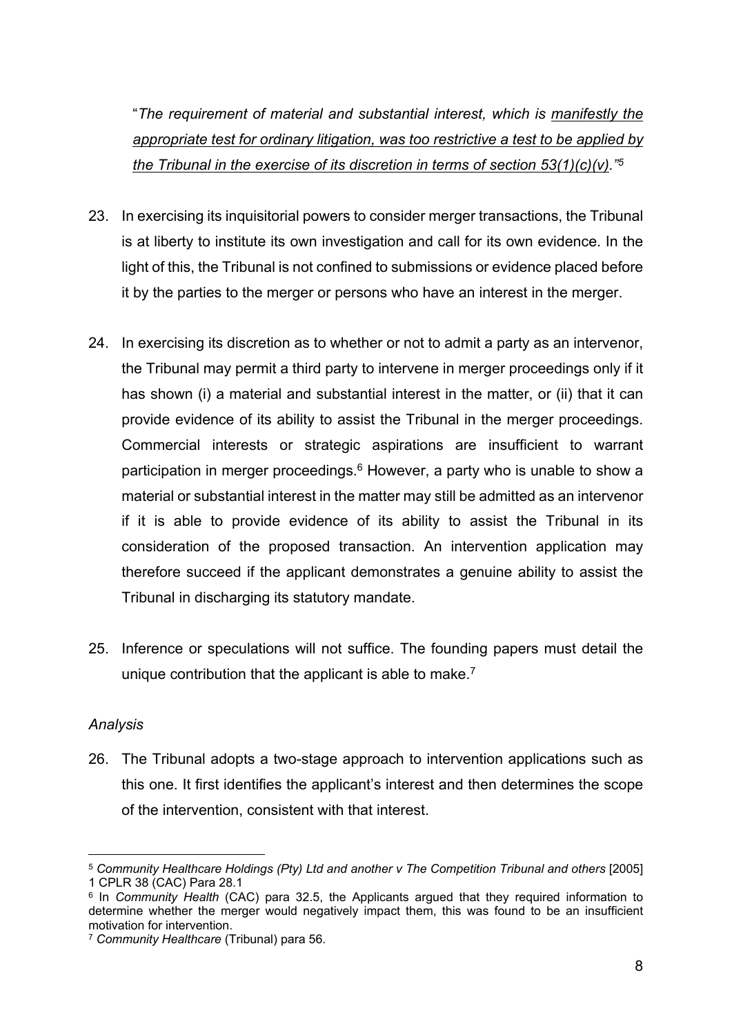"*The requirement of material and substantial interest, which is <u>manifestly the appropriate test for ordinary litigation, was too restrictive a test to be applied by the Tribunal in the exercise of its discretion in terms of section 53(1)(c)(v).</u>"*[5]

23. In exercising its inquisitorial powers to consider merger transactions, the Tribunal is at liberty to institute its own investigation and call for its own evidence. In the light of this, the Tribunal is not confined to submissions or evidence placed before it by the parties to the merger or persons who have an interest in the merger.

24. In exercising its discretion as to whether or not to admit a party as an intervenor, the Tribunal may permit a third party to intervene in merger proceedings only if it has shown (i) a material and substantial interest in the matter, or (ii) that it can provide evidence of its ability to assist the Tribunal in the merger proceedings. Commercial interests or strategic aspirations are insufficient to warrant participation in merger proceedings.[6] However, a party who is unable to show a material or substantial interest in the matter may still be admitted as an intervenor if it is able to provide evidence of its ability to assist the Tribunal in its consideration of the proposed transaction. An intervention application may therefore succeed if the applicant demonstrates a genuine ability to assist the Tribunal in discharging its statutory mandate.

25. Inference or speculations will not suffice. The founding papers must detail the unique contribution that the applicant is able to make.[7]

*Analysis*

26. The Tribunal adopts a two-stage approach to intervention applications such as this one. It first identifies the applicant's interest and then determines the scope of the intervention, consistent with that interest.

---

[5] *Community Healthcare Holdings (Pty) Ltd and another v The Competition Tribunal and others* [2005] 1 CPLR 38 (CAC) Para 28.1

[6] In *Community Health* (CAC) para 32.5, the Applicants argued that they required information to determine whether the merger would negatively impact them, this was found to be an insufficient motivation for intervention.

[7] *Community Healthcare* (Tribunal) para 56.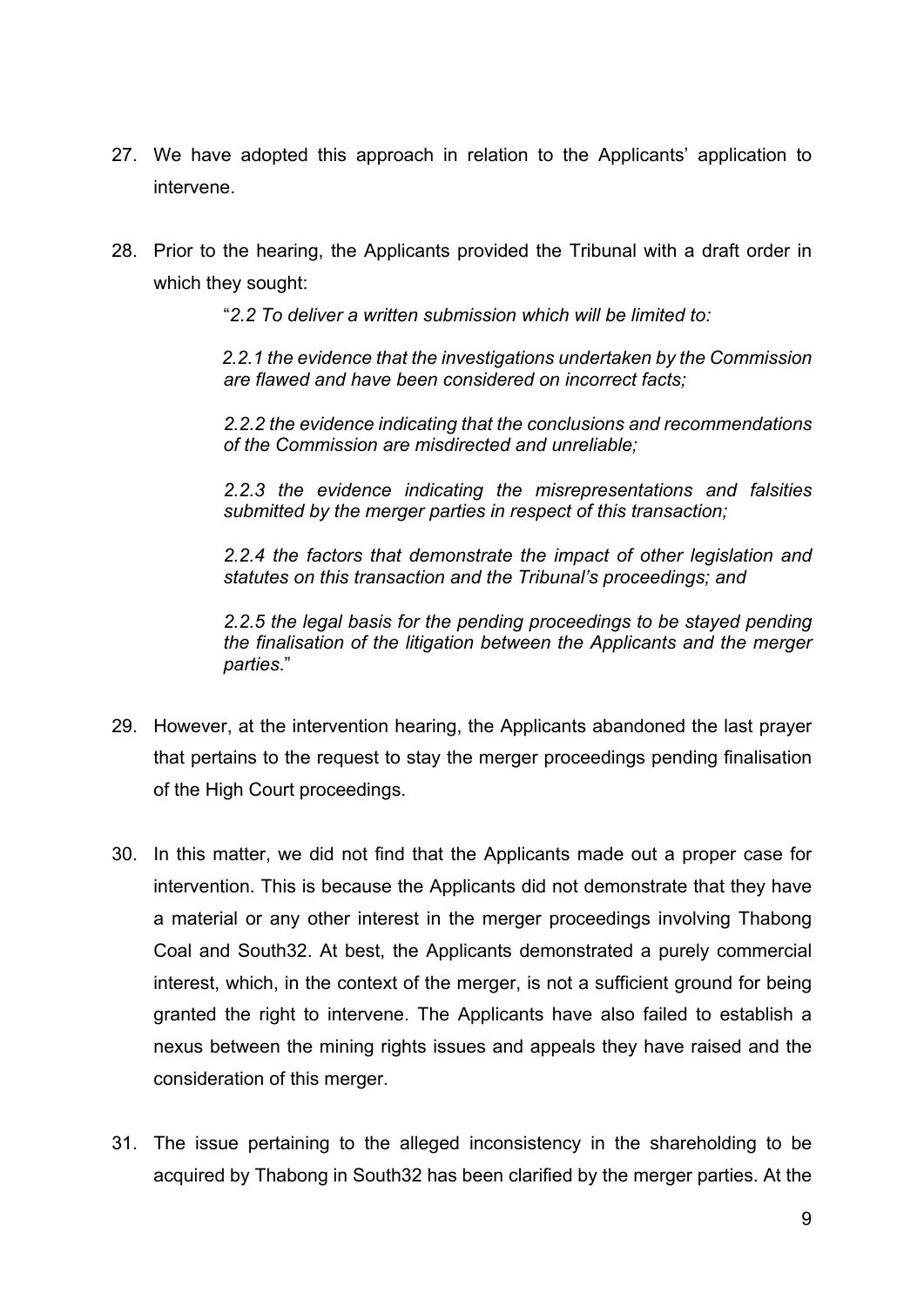27. We have adopted this approach in relation to the Applicants' application to intervene.

28. Prior to the hearing, the Applicants provided the Tribunal with a draft order in which they sought:

    > "*2.2 To deliver a written submission which will be limited to:*
    >
    > *2.2.1 the evidence that the investigations undertaken by the Commission are flawed and have been considered on incorrect facts;*
    >
    > *2.2.2 the evidence indicating that the conclusions and recommendations of the Commission are misdirected and unreliable;*
    >
    > *2.2.3 the evidence indicating the misrepresentations and falsities submitted by the merger parties in respect of this transaction;*
    >
    > *2.2.4 the factors that demonstrate the impact of other legislation and statutes on this transaction and the Tribunal's proceedings; and*
    >
    > *2.2.5 the legal basis for the pending proceedings to be stayed pending the finalisation of the litigation between the Applicants and the merger parties.*"

29. However, at the intervention hearing, the Applicants abandoned the last prayer that pertains to the request to stay the merger proceedings pending finalisation of the High Court proceedings.

30. In this matter, we did not find that the Applicants made out a proper case for intervention. This is because the Applicants did not demonstrate that they have a material or any other interest in the merger proceedings involving Thabong Coal and South32. At best, the Applicants demonstrated a purely commercial interest, which, in the context of the merger, is not a sufficient ground for being granted the right to intervene. The Applicants have also failed to establish a nexus between the mining rights issues and appeals they have raised and the consideration of this merger.

31. The issue pertaining to the alleged inconsistency in the shareholding to be acquired by Thabong in South32 has been clarified by the merger parties. At the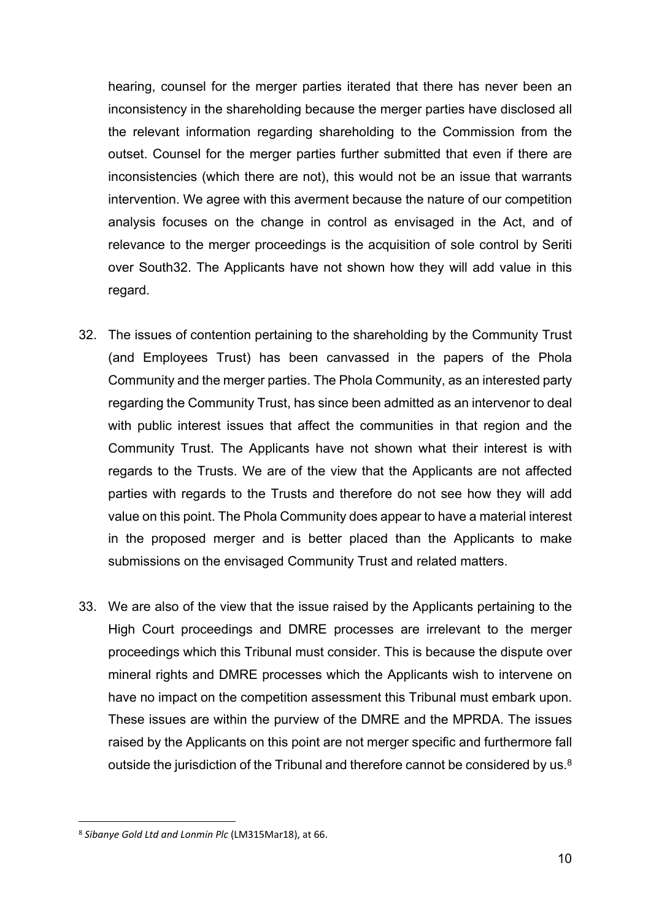hearing, counsel for the merger parties iterated that there has never been an inconsistency in the shareholding because the merger parties have disclosed all the relevant information regarding shareholding to the Commission from the outset. Counsel for the merger parties further submitted that even if there are inconsistencies (which there are not), this would not be an issue that warrants intervention. We agree with this averment because the nature of our competition analysis focuses on the change in control as envisaged in the Act, and of relevance to the merger proceedings is the acquisition of sole control by Seriti over South32. The Applicants have not shown how they will add value in this regard.

32. The issues of contention pertaining to the shareholding by the Community Trust (and Employees Trust) has been canvassed in the papers of the Phola Community and the merger parties. The Phola Community, as an interested party regarding the Community Trust, has since been admitted as an intervenor to deal with public interest issues that affect the communities in that region and the Community Trust. The Applicants have not shown what their interest is with regards to the Trusts. We are of the view that the Applicants are not affected parties with regards to the Trusts and therefore do not see how they will add value on this point. The Phola Community does appear to have a material interest in the proposed merger and is better placed than the Applicants to make submissions on the envisaged Community Trust and related matters.

33. We are also of the view that the issue raised by the Applicants pertaining to the High Court proceedings and DMRE processes are irrelevant to the merger proceedings which this Tribunal must consider. This is because the dispute over mineral rights and DMRE processes which the Applicants wish to intervene on have no impact on the competition assessment this Tribunal must embark upon. These issues are within the purview of the DMRE and the MPRDA. The issues raised by the Applicants on this point are not merger specific and furthermore fall outside the jurisdiction of the Tribunal and therefore cannot be considered by us.[8]

---

[8] *Sibanye Gold Ltd and Lonmin Plc* (LM315Mar18), at 66.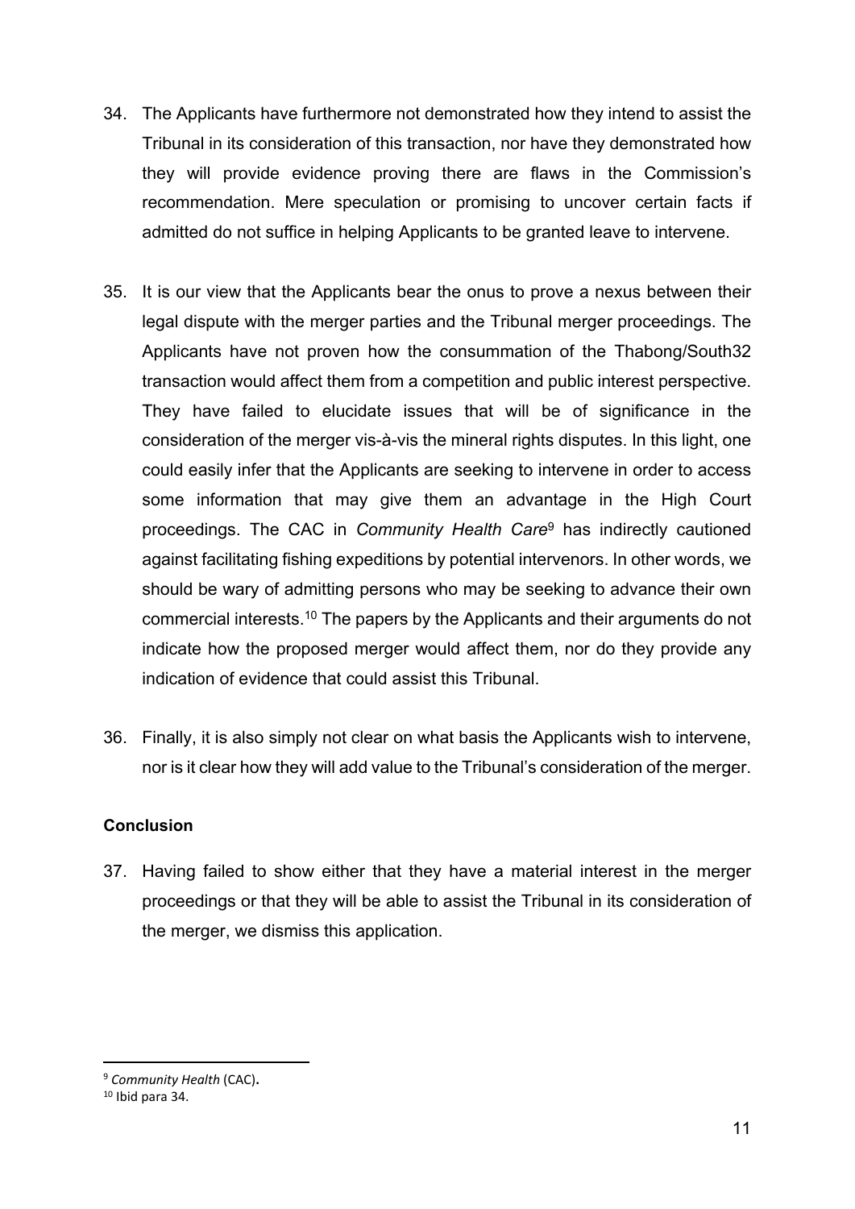34. The Applicants have furthermore not demonstrated how they intend to assist the Tribunal in its consideration of this transaction, nor have they demonstrated how they will provide evidence proving there are flaws in the Commission's recommendation. Mere speculation or promising to uncover certain facts if admitted do not suffice in helping Applicants to be granted leave to intervene.

35. It is our view that the Applicants bear the onus to prove a nexus between their legal dispute with the merger parties and the Tribunal merger proceedings. The Applicants have not proven how the consummation of the Thabong/South32 transaction would affect them from a competition and public interest perspective. They have failed to elucidate issues that will be of significance in the consideration of the merger vis-à-vis the mineral rights disputes. In this light, one could easily infer that the Applicants are seeking to intervene in order to access some information that may give them an advantage in the High Court proceedings. The CAC in *Community Health Care*[9] has indirectly cautioned against facilitating fishing expeditions by potential intervenors. In other words, we should be wary of admitting persons who may be seeking to advance their own commercial interests.[10] The papers by the Applicants and their arguments do not indicate how the proposed merger would affect them, nor do they provide any indication of evidence that could assist this Tribunal.

36. Finally, it is also simply not clear on what basis the Applicants wish to intervene, nor is it clear how they will add value to the Tribunal's consideration of the merger.

**Conclusion**

37. Having failed to show either that they have a material interest in the merger proceedings or that they will be able to assist the Tribunal in its consideration of the merger, we dismiss this application.

---

[9] *Community Health* (CAC).

[10] Ibid para 34.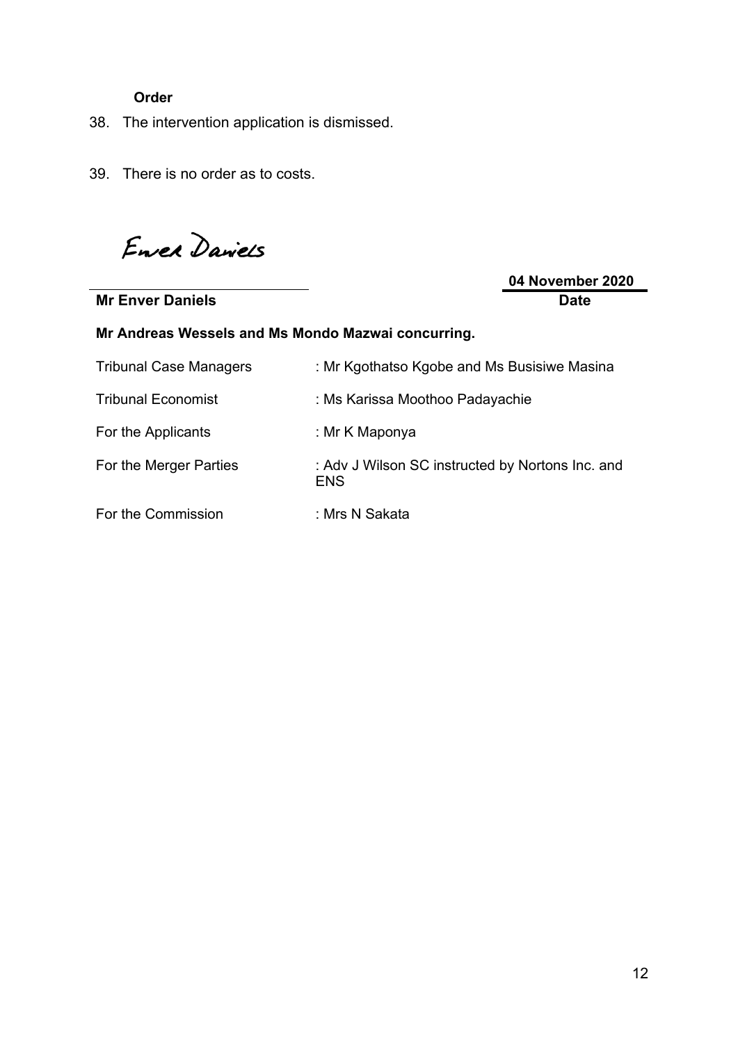**Order**

38. The intervention application is dismissed.

39. There is no order as to costs.

Enver Daniels

| | |
|---|---|
| **Mr Enver Daniels** | **04 November 2020** |
| | **Date** |

**Mr Andreas Wessels and Ms Mondo Mazwai concurring.**

| | |
|---|---|
| Tribunal Case Managers | : Mr Kgothatso Kgobe and Ms Busisiwe Masina |
| Tribunal Economist | : Ms Karissa Moothoo Padayachie |
| For the Applicants | : Mr K Maponya |
| For the Merger Parties | : Adv J Wilson SC instructed by Nortons Inc. and ENS |
| For the Commission | : Mrs N Sakata |